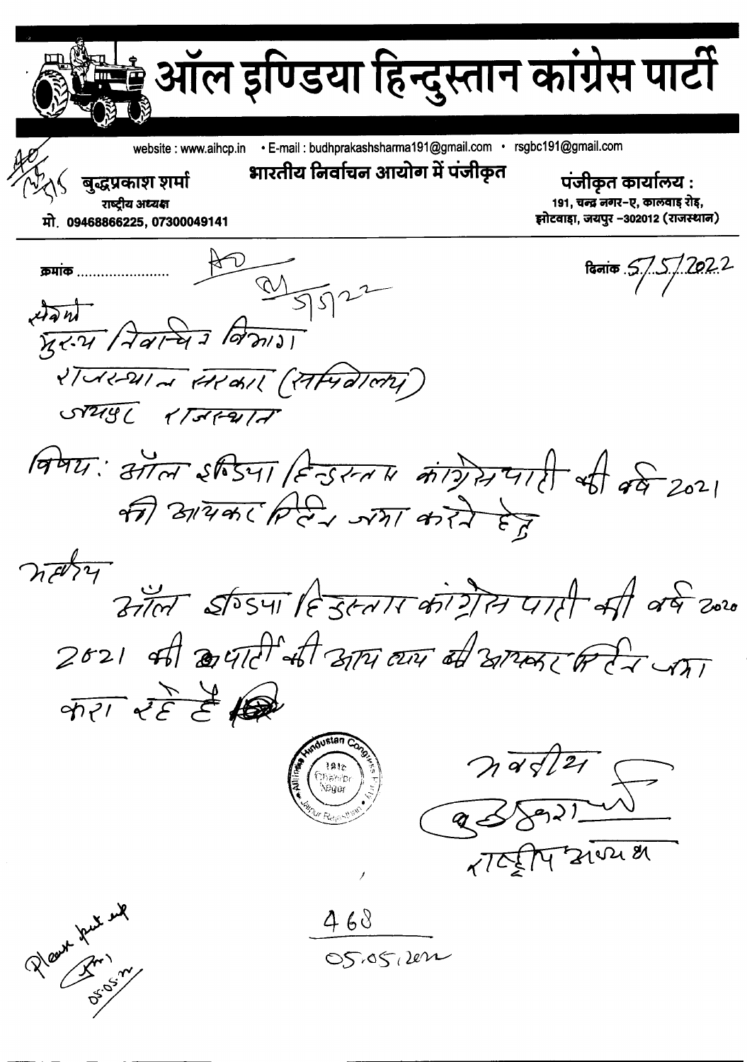# ऑल इण्डिया हिन्दुस्तान कांग्रेस पार्टी

website : www.aihcp.in • E-mail : budhprakashsharma191@gmail.com • rsgbc191@gmail.com

**भारतीय निर्वाचन आयोग में पंजीकृत**

**बुद्धप्रकाश शर्मा**
राष्ट्रीय अध्यक्ष
मो. 09468866225, 07300049141

**पंजीकृत कार्यालय :**
191, चन्द्र नगर-ए, कालवाड़ रोड,
झोटवाड़ा, जयपुर -302012 (राजस्थान)

क्रमांक ........................ दिनांक 5/5/2022

सेवा में
मुख्य निर्वाचन विभाग
राजस्थान सरकार (सचिवालय)
जयपुर राजस्थान

विषय : ऑल इंडिया हिन्दुस्तान कांग्रेस पार्टी की वर्ष 2021 की आयकर रिटर्न जमा करने हेतु

महोदय
ऑल इंडिया हिन्दुस्तान कांग्रेस पार्टी की वर्ष 2020 2021 की पार्टी की आय व्यय की आयकर रिटर्न जमा करा रहे हैं

भवदीय
(हस्ताक्षर)
राष्ट्रीय अध्यक्ष

468
05.05.2022

Please put up
05.05.22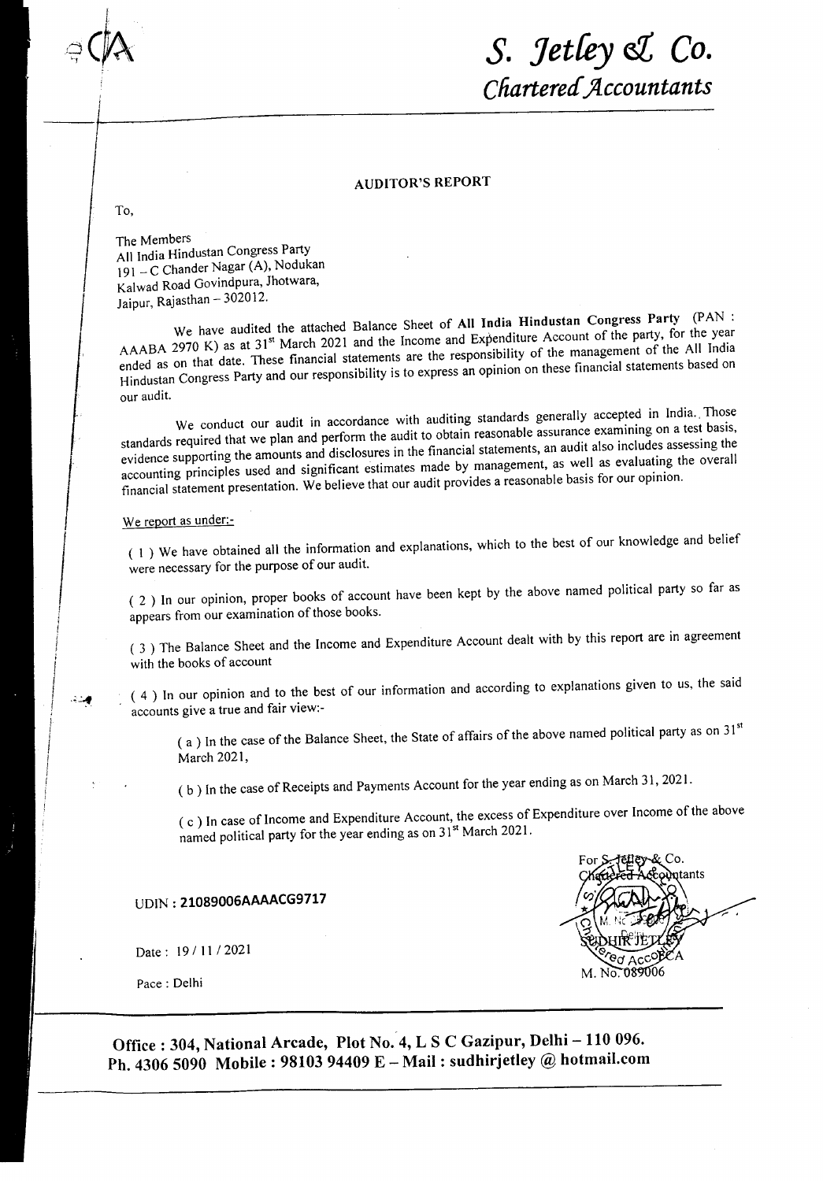# S. Jetley & Co.
## Chartered Accountants

### AUDITOR'S REPORT

To,

The Members
All India Hindustan Congress Party
191 – C Chander Nagar (A), Nodukan
Kalwad Road Govindpura, Jhotwara,
Jaipur, Rajasthan – 302012.

We have audited the attached Balance Sheet of **All India Hindustan Congress Party** (PAN : AAABA 2970 K) as at 31st March 2021 and the Income and Expenditure Account of the party, for the year ended as on that date. These financial statements are the responsibility of the management of the All India Hindustan Congress Party and our responsibility is to express an opinion on these financial statements based on our audit.

We conduct our audit in accordance with auditing standards generally accepted in India. Those standards required that we plan and perform the audit to obtain reasonable assurance examining on a test basis, evidence supporting the amounts and disclosures in the financial statements, an audit also includes assessing the accounting principles used and significant estimates made by management, as well as evaluating the overall financial statement presentation. We believe that our audit provides a reasonable basis for our opinion.

We report as under:-

( 1 ) We have obtained all the information and explanations, which to the best of our knowledge and belief were necessary for the purpose of our audit.

( 2 ) In our opinion, proper books of account have been kept by the above named political party so far as appears from our examination of those books.

( 3 ) The Balance Sheet and the Income and Expenditure Account dealt with by this report are in agreement with the books of account

( 4 ) In our opinion and to the best of our information and according to explanations given to us, the said accounts give a true and fair view:-

( a ) In the case of the Balance Sheet, the State of affairs of the above named political party as on 31st March 2021,

( b ) In the case of Receipts and Payments Account for the year ending as on March 31, 2021.

( c ) In case of Income and Expenditure Account, the excess of Expenditure over Income of the above named political party for the year ending as on 31st March 2021.

UDIN : **21089006AAAACG9717**

Date : 19 / 11 / 2021

Pace : Delhi

For S. Jetley & Co.
Chartered Accountants

SUDHIR JETLEY
M. No. 089006

**Office : 304, National Arcade, Plot No. 4, L S C Gazipur, Delhi – 110 096.**
**Ph. 4306 5090 Mobile : 98103 94409 E – Mail : sudhirjetley @ hotmail.com**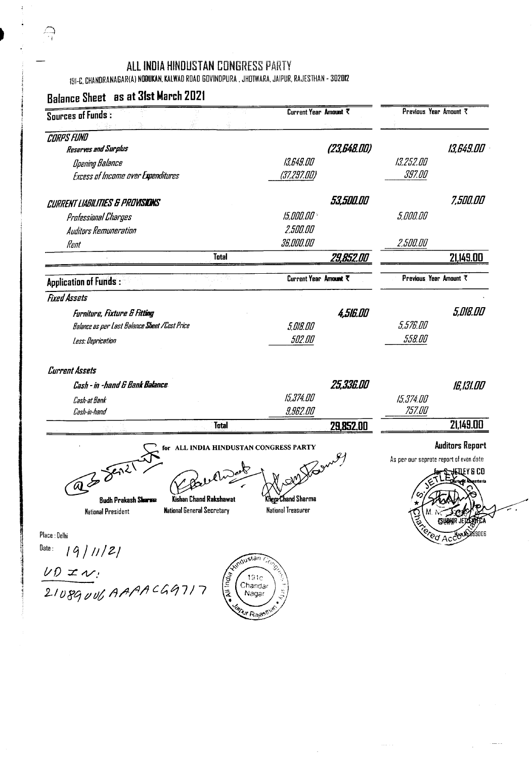# ALL INDIA HINDUSTAN CONGRESS PARTY

191-C, CHANDRANAGAR(A) NODUKAN, KALWAD ROAD GOVINDPURA , JHOTWARA, JAIPUR, RAJESTHAN - 302012

## Balance Sheet as at 31st March 2021

| Sources of Funds : | Current Year Amount ₹ | | Previous Year Amount ₹ | |
|---|---|---|---|---|
| *CORPS FUND* | | | | |
| *Reserves and Surplus* | | *(23,648.00)* | | *13,649.00* |
| *Opening Balance* | *13,649.00* | | *13,252.00* | |
| *Excess of Income over Expenditures* | *(37,297.00)* | | *397.00* | |
| *CURRENT LIABILITIES & PROVISIONS* | | *53,500.00* | | *7,500.00* |
| *Professional Charges* | *15,000.00* | | *5,000.00* | |
| *Auditors Remuneration* | *2,500.00* | | | |
| *Rent* | *36,000.00* | | *2,500.00* | |
| **Total** | | *29,852.00* | | 21,149.00 |

| Application of Funds : | Current Year Amount ₹ | | Previous Year Amount ₹ | |
|---|---|---|---|---|
| *Fixed Assets* | | | | |
| *Furniture, Fixture & Fitting* | | *4,516.00* | | *5,018.00* |
| *Balance as per Last Balance Sheet /Cost Price* | *5,018.00* | | *5,576.00* | |
| *Less: Deprication* | *502.00* | | *558.00* | |
| *Current Assets* | | | | |
| *Cash - in -hand & Bank Balance* | | *25,336.00* | | *16,131.00* |
| *Cash-at Bank* | *15,374.00* | | *15,374.00* | |
| *Cash-in-hand* | *9,962.00* | | *757.00* | |
| **Total** | | 29,852.00 | | 21,149.00 |

for ALL INDIA HINDUSTAN CONGRESS PARTY

**Budh Prakash Sharma**
National President

**Kishan Chand Rakshawat**
National General Secretary

**Khem Chand Sharma**
National Treasurer

**Auditors Report**

As per our seprate report of even date

for S. JETLEY & CO
Chartered Accountants

SUDHIR JETLEY FCA
M. No. 093006

Place : Delhi

Date : 19/11/21

UDIN: 21089006AAAACG9717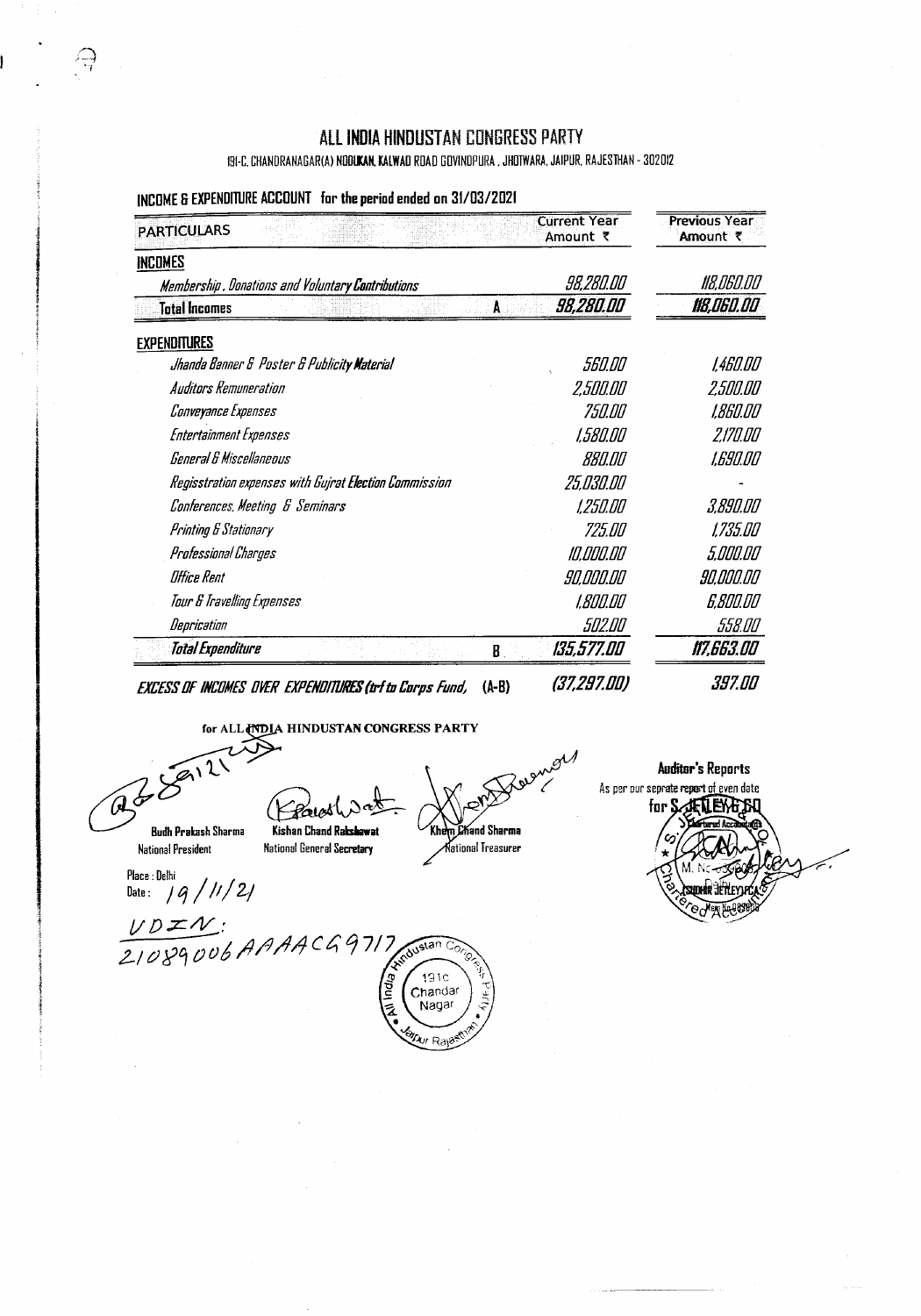# ALL INDIA HINDUSTAN CONGRESS PARTY

191-C, CHANDRANAGAR(A) NODUKAN, KALWAD ROAD GOVINDPURA , JHOTWARA, JAIPUR, RAJESTHAN - 302012

## INCOME & EXPENDITURE ACCOUNT for the period ended on 31/03/2021

| PARTICULARS | | Current Year Amount ₹ | Previous Year Amount ₹ |
|---|---|---|---|
| **INCOMES** | | | |
| *Membership , Donations and Voluntary Contributions* | | 98,280.00 | 118,060.00 |
| **Total Incomes** | **A** | **98,280.00** | **118,060.00** |
| **EXPENDITURES** | | | |
| *Jhanda Banner & Poster & Publicity Material* | | 560.00 | 1,460.00 |
| *Auditors Remuneration* | | 2,500.00 | 2,500.00 |
| *Conveyance Expenses* | | 750.00 | 1,860.00 |
| *Entertainment Expenses* | | 1,580.00 | 2,170.00 |
| *General & Miscellaneous* | | 880.00 | 1,690.00 |
| *Regisstration expenses with Gujrat Election Commission* | | 25,030.00 | - |
| *Conferences, Meeting & Seminars* | | 1,250.00 | 3,890.00 |
| *Printing & Stationary* | | 725.00 | 1,735.00 |
| *Professional Charges* | | 10,000.00 | 5,000.00 |
| *Office Rent* | | 90,000.00 | 90,000.00 |
| *Tour & Travelling Expenses* | | 1,800.00 | 6,800.00 |
| *Deprication* | | 502.00 | 558.00 |
| ***Total Expenditure*** | **B** | **135,577.00** | **117,663.00** |
| ***EXCESS OF INCOMES OVER EXPENDITURES (trf to Corps Fund,*** | **(A-B)** | ***(37,297.00)*** | ***397.00*** |

**for ALL INDIA HINDUSTAN CONGRESS PARTY**

**Budh Prakash Sharma**
National President

**Kishan Chand Rakshawat**
National General Secretary

**Khem Chand Sharma**
National Treasurer

**Auditor's Reports**
As per our seprate report of even date
for S. JETLEY & CO
Chartered Accountants
SUDHIR JETLEY FCA
M. No. 083605

Place : Delhi
Date : 19/11/21

UDIN: 21089006AAAAC G9717

All India Hindustan Congress Party, 191c Chandar Nagar, Jaipur Rajasthan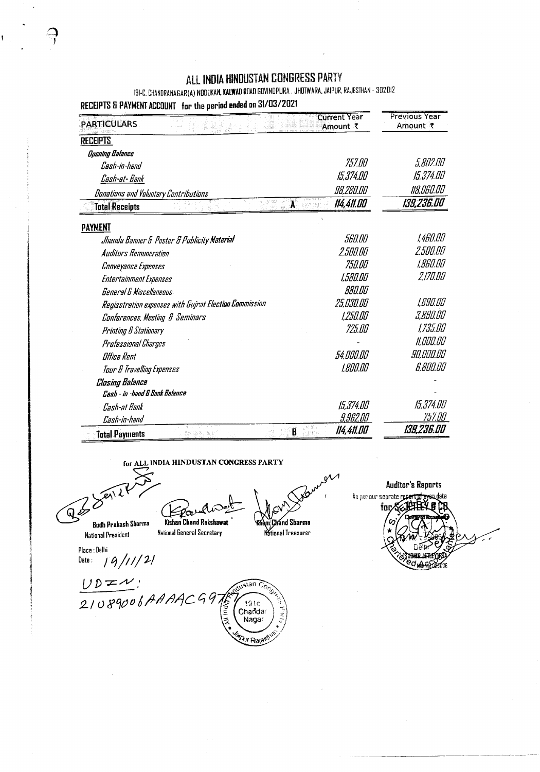# ALL INDIA HINDUSTAN CONGRESS PARTY

191-C, CHANDRANAGAR(A) NODUKAN, KALWAD ROAD GOVINDPURA , JHOTWARA, JAIPUR, RAJESTHAN - 302012

**RECEIPTS & PAYMENT ACCOUNT for the period ended on 31/03/2021**

| PARTICULARS | | Current Year Amount ₹ | Previous Year Amount ₹ |
|---|---|---|---|
| **RECEIPTS** | | | |
| *Opening Balance* | | | |
| *Cash-in-hand* | | 757.00 | 5,802.00 |
| *Cash-at- Bank* | | 15,374.00 | 15,374.00 |
| *Donations and Voluntary Contributions* | | 98,280.00 | 118,060.00 |
| **Total Receipts** | **A** | **114,411.00** | **139,236.00** |
| **PAYMENT** | | | |
| *Jhanda Banner & Poster & Publicity Material* | | 560.00 | 1,460.00 |
| *Auditors Remuneration* | | 2,500.00 | 2,500.00 |
| *Conveyance Expenses* | | 750.00 | 1,860.00 |
| *Entertainment Expenses* | | 1,580.00 | 2,170.00 |
| *General & Miscellaneous* | | 880.00 | |
| *Regisstration expenses with Gujrat Election Commission* | | 25,030.00 | 1,690.00 |
| *Conferences, Meeting & Seminars* | | 1,250.00 | 3,890.00 |
| *Printing & Stationary* | | 725.00 | 1,735.00 |
| *Professional Charges* | | - | 11,000.00 |
| *Office Rent* | | 54,000.00 | 90,000.00 |
| *Tour & Travelling Expenses* | | 1,800.00 | 6,800.00 |
| ***Closing Balance*** | | | - |
| ***Cash - in -hand & Bank Balance*** | | | - |
| *Cash-at Bank* | | 15,374.00 | 15,374.00 |
| *Cash-in-hand* | | 9,962.00 | 757.00 |
| **Total Payments** | **B** | **114,411.00** | **139,236.00** |

**for ALL INDIA HINDUSTAN CONGRESS PARTY**

**Budh Prakash Sharma**
National President

**Kishan Chand Rakshawat**
National General Secretary

**Khem Chand Sharma**
National Treasurer

**Auditor's Reports**
As per our seprate report of even date
for S. JETLEY & CO
Chartered Accountants

Place : Delhi
Date : 19/11/21

UDIN: 21089006AAAAC997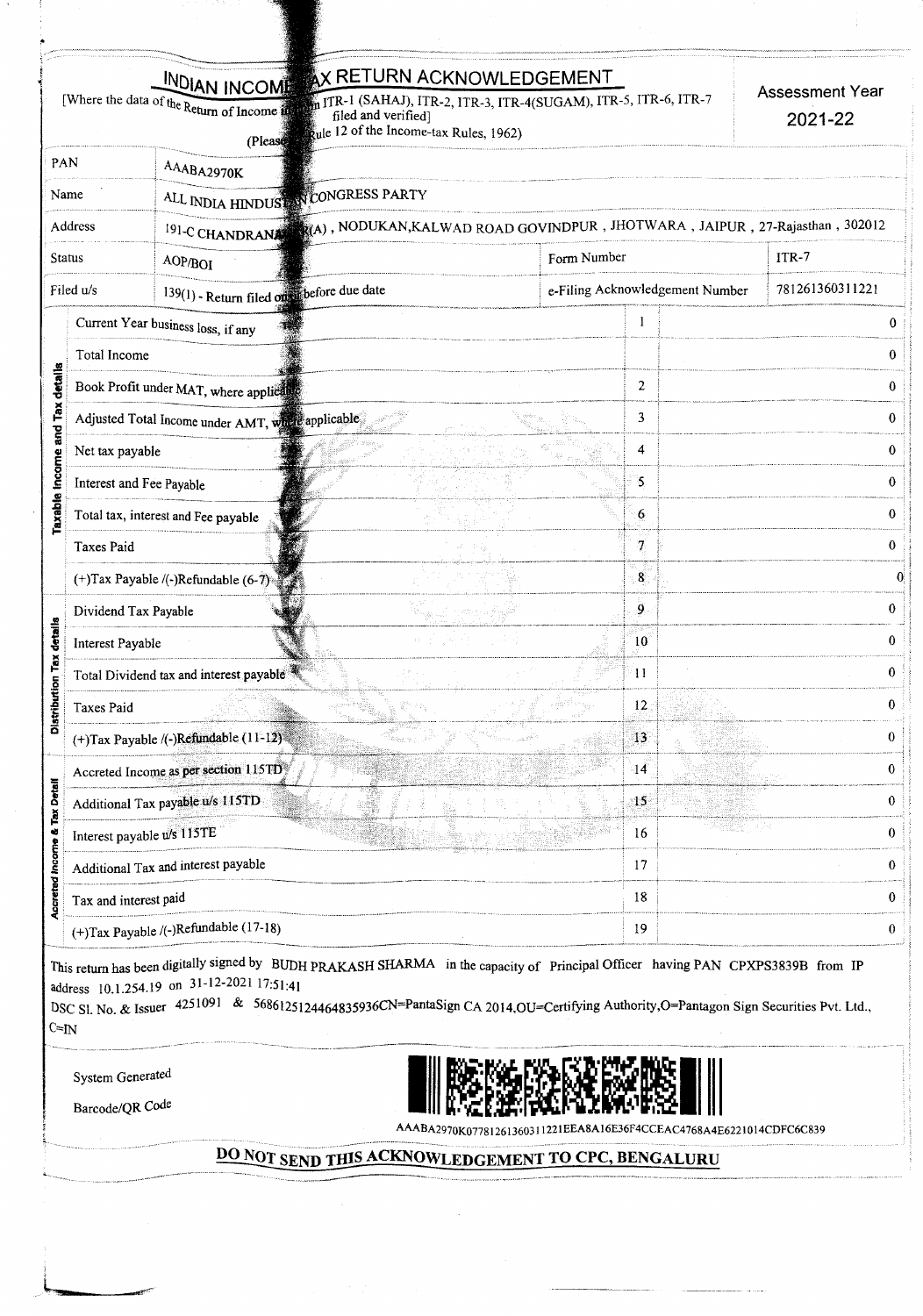# INDIAN INCOME TAX RETURN ACKNOWLEDGEMENT

[Where the data of the Return of Income in Form ITR-1 (SAHAJ), ITR-2, ITR-3, ITR-4(SUGAM), ITR-5, ITR-6, ITR-7 filed and verified]
(Please see Rule 12 of the Income-tax Rules, 1962)

**Assessment Year 2021-22**

| | | | |
|---|---|---|---|
| PAN | AAABA2970K | | |
| Name | ALL INDIA HINDUSTAN CONGRESS PARTY | | |
| Address | 191-C CHANDRANAGAR(A) , NODUKAN,KALWAD ROAD GOVINDPUR , JHOTWARA , JAIPUR , 27-Rajasthan , 302012 | | |
| Status | AOP/BOI | Form Number | ITR-7 |
| Filed u/s | 139(1) - Return filed on or before due date | e-Filing Acknowledgement Number | 781261360311221 |

| Section | Particulars | No. | Amount |
|---|---|---|---|
| Taxable Income and Tax details | Current Year business loss, if any | 1 | 0 |
| | Total Income | | 0 |
| | Book Profit under MAT, where applicable | 2 | 0 |
| | Adjusted Total Income under AMT, where applicable | 3 | 0 |
| | Net tax payable | 4 | 0 |
| | Interest and Fee Payable | 5 | 0 |
| | Total tax, interest and Fee payable | 6 | 0 |
| | Taxes Paid | 7 | 0 |
| | (+)Tax Payable /(-)Refundable (6-7) | 8 | 0 |
| Distribution Tax details | Dividend Tax Payable | 9 | 0 |
| | Interest Payable | 10 | 0 |
| | Total Dividend tax and interest payable | 11 | 0 |
| | Taxes Paid | 12 | 0 |
| | (+)Tax Payable /(-)Refundable (11-12) | 13 | 0 |
| Accreted Income & Tax Detail | Accreted Income as per section 115TD | 14 | 0 |
| | Additional Tax payable u/s 115TD | 15 | 0 |
| | Interest payable u/s 115TE | 16 | 0 |
| | Additional Tax and interest payable | 17 | 0 |
| | Tax and interest paid | 18 | 0 |
| | (+)Tax Payable /(-)Refundable (17-18) | 19 | 0 |

This return has been digitally signed by BUDH PRAKASH SHARMA in the capacity of Principal Officer having PAN CPXPS3839B from IP address 10.1.254.19 on 31-12-2021 17:51:41

DSC Sl. No. & Issuer 4251091 & 5686125124464835936CN=PantaSign CA 2014,OU=Certifying Authority,O=Pantagon Sign Securities Pvt. Ltd., C=IN

System Generated

Barcode/QR Code

AAABA2970K07781261360311221EEA8A16E36F4CCEAC4768A4E6221014CDFC6C839

**DO NOT SEND THIS ACKNOWLEDGEMENT TO CPC, BENGALURU**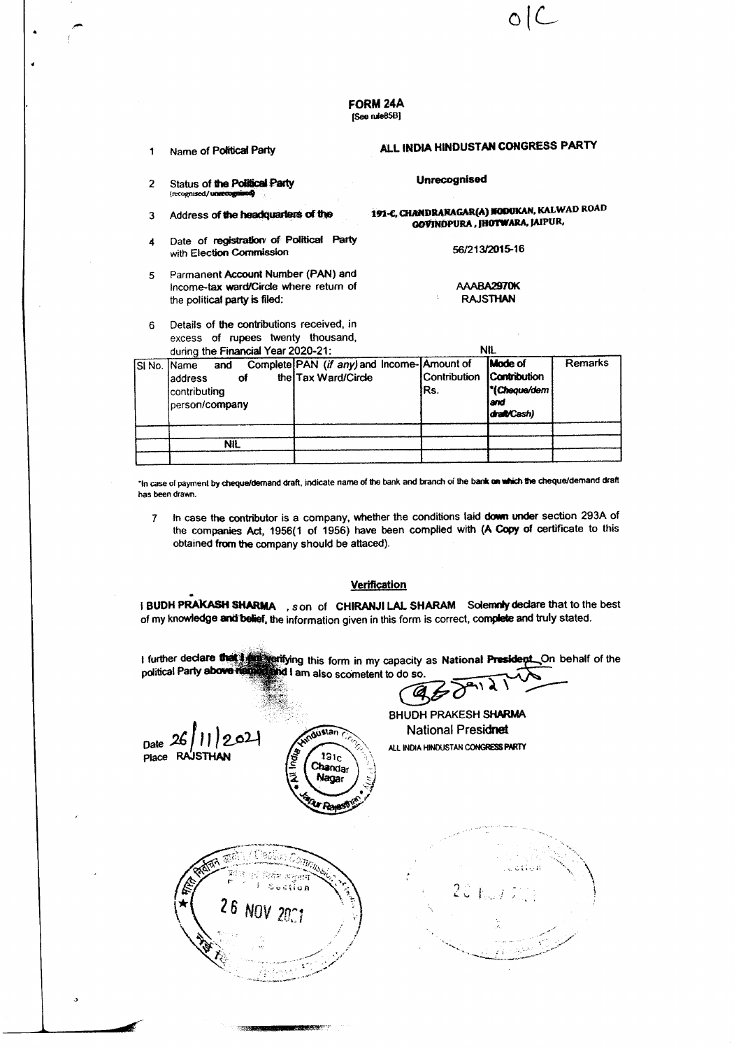O|C

# FORM 24A

[See rule85B]

1 Name of Political Party — **ALL INDIA HINDUSTAN CONGRESS PARTY**

2 Status of the Political Party (recognised/unrecognised) — **Unrecognised**

3 Address of the headquarters of the — **191-C, CHANDRANAGAR(A) NODUKAN, KALWAD ROAD GOVINDPURA, JHOTWARA, JAIPUR,**

4 Date of registration of Political Party with Election Commission — 56/213/2015-16

5 Parmanent Account Number (PAN) and Income-tax ward/Circle where return of the political party is filed: — AAABA2970K RAJSTHAN

6 Details of the contributions received, in excess of rupees twenty thousand, during the Financial Year 2020-21: — NIL

| Sl No. | Name and Complete address of contributing person/company | PAN (if any) and Income-Tax Ward/Circle | Amount of Contribution Rs. | Mode of Contribution *(Cheque/dem and draft/Cash) | Remarks |
|---|---|---|---|---|---|
| | | | | | |
| | NIL | | | | |
| | | | | | |

*In case of payment by cheque/demand draft, indicate name of the bank and branch of the bank on which the cheque/demand draft has been drawn.

7 In case the contributor is a company, whether the conditions laid down under section 293A of the companies Act, 1956(1 of 1956) have been complied with (A Copy of certificate to this obtained from the company should be attaced).

## Verification

I **BUDH PRAKASH SHARMA** , son of **CHIRANJI LAL SHARAM** Solemnly declare that to the best of my knowledge and belief, the information given in this form is correct, complete and truly stated.

I further declare that I am verifying this form in my capacity as **National President** On behalf of the political Party above named and I am also scometent to do so.

BHUDH PRAKESH SHARMA
National Presidnet
ALL INDIA HINDUSTAN CONGRESS PARTY

Date 26/11/2021
Place RAJSTHAN

All India Hindustan Congress 191c Chandar Nagar Jaipur Rajasthan

26 NOV 2021